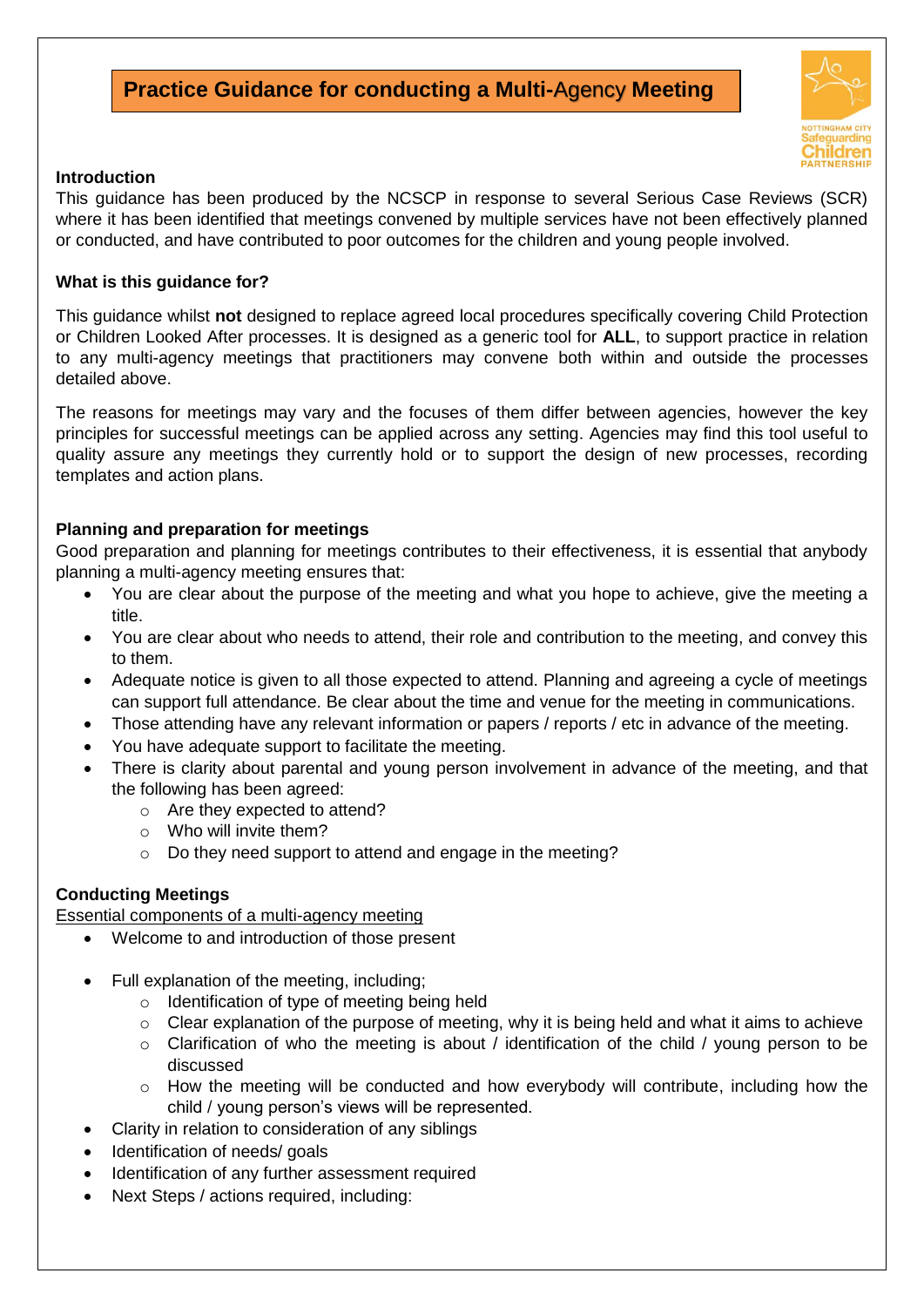# Practice Guidance for conducting a Multi-Agency Meeting

### Introduction

This guidance has been produced by the NCSCP in response to several Serious Case Reviews (SCR) where it has been identified that meetings convened by multiple services have not been effectively planned or conducted, and have contributed to poor outcomes for the children and young people involved.

### What is this guidance for?

This guidance whilst **not** designed to replace agreed local procedures specifically covering Child Protection or Children Looked After processes. It is designed as a generic tool for **ALL**, to support practice in relation to any multi-agency meetings that practitioners may convene both within and outside the processes detailed above.

The reasons for meetings may vary and the focuses of them differ between agencies, however the key principles for successful meetings can be applied across any setting. Agencies may find this tool useful to quality assure any meetings they currently hold or to support the design of new processes, recording templates and action plans.

### Planning and preparation for meetings

Good preparation and planning for meetings contributes to their effectiveness, it is essential that anybody planning a multi-agency meeting ensures that:

- You are clear about the purpose of the meeting and what you hope to achieve, give the meeting a title.
- You are clear about who needs to attend, their role and contribution to the meeting, and convey this to them.
- Adequate notice is given to all those expected to attend. Planning and agreeing a cycle of meetings can support full attendance. Be clear about the time and venue for the meeting in communications.
- Those attending have any relevant information or papers / reports / etc in advance of the meeting.
- You have adequate support to facilitate the meeting.
- There is clarity about parental and young person involvement in advance of the meeting, and that the following has been agreed:
  - Are they expected to attend?
  - Who will invite them?
  - Do they need support to attend and engage in the meeting?

### Conducting Meetings

<u>Essential components of a multi-agency meeting</u>

- Welcome to and introduction of those present
- Full explanation of the meeting, including;
  - Identification of type of meeting being held
  - Clear explanation of the purpose of meeting, why it is being held and what it aims to achieve
  - Clarification of who the meeting is about / identification of the child / young person to be discussed
  - How the meeting will be conducted and how everybody will contribute, including how the child / young person's views will be represented.
- Clarity in relation to consideration of any siblings
- Identification of needs/ goals
- Identification of any further assessment required
- Next Steps / actions required, including: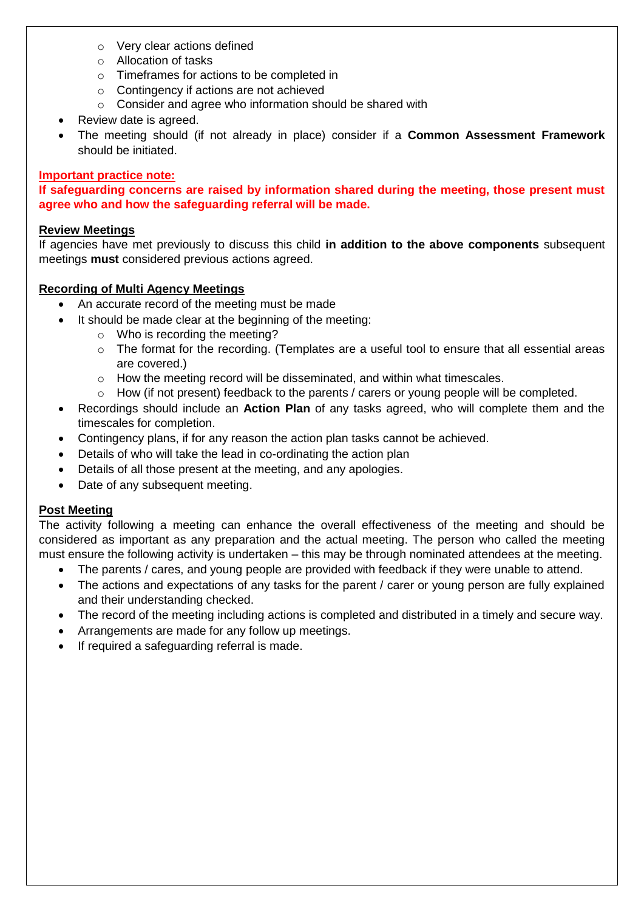- Very clear actions defined
  - Allocation of tasks
  - Timeframes for actions to be completed in
  - Contingency if actions are not achieved
  - Consider and agree who information should be shared with
- Review date is agreed.
- The meeting should (if not already in place) consider if a **Common Assessment Framework** should be initiated.

**Important practice note:**

**If safeguarding concerns are raised by information shared during the meeting, those present must agree who and how the safeguarding referral will be made.**

**Review Meetings**

If agencies have met previously to discuss this child **in addition to the above components** subsequent meetings **must** considered previous actions agreed.

**Recording of Multi Agency Meetings**

- An accurate record of the meeting must be made
- It should be made clear at the beginning of the meeting:
  - Who is recording the meeting?
  - The format for the recording. (Templates are a useful tool to ensure that all essential areas are covered.)
  - How the meeting record will be disseminated, and within what timescales.
  - How (if not present) feedback to the parents / carers or young people will be completed.
- Recordings should include an **Action Plan** of any tasks agreed, who will complete them and the timescales for completion.
- Contingency plans, if for any reason the action plan tasks cannot be achieved.
- Details of who will take the lead in co-ordinating the action plan
- Details of all those present at the meeting, and any apologies.
- Date of any subsequent meeting.

**Post Meeting**

The activity following a meeting can enhance the overall effectiveness of the meeting and should be considered as important as any preparation and the actual meeting. The person who called the meeting must ensure the following activity is undertaken – this may be through nominated attendees at the meeting.

- The parents / cares, and young people are provided with feedback if they were unable to attend.
- The actions and expectations of any tasks for the parent / carer or young person are fully explained and their understanding checked.
- The record of the meeting including actions is completed and distributed in a timely and secure way.
- Arrangements are made for any follow up meetings.
- If required a safeguarding referral is made.